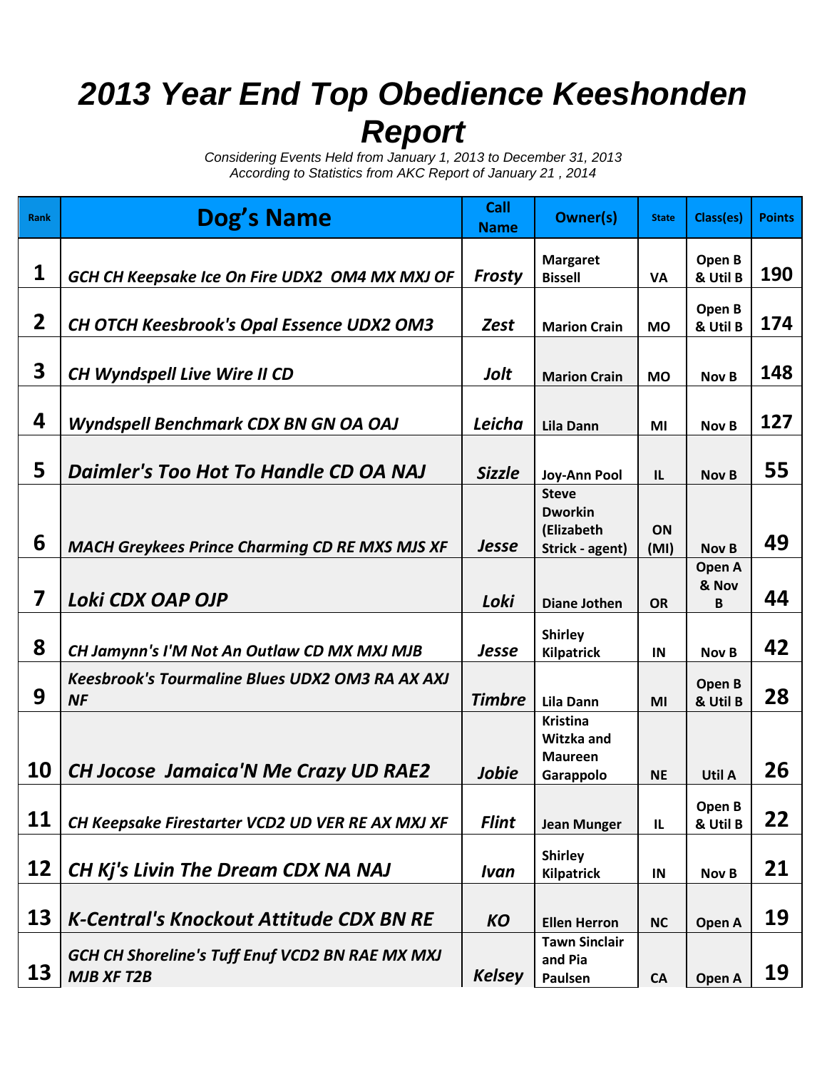# 2013 Year End Top Obedience Keeshonden Report

*Considering Events Held from January 1, 2013 to December 31, 2013*
*According to Statistics from AKC Report of January 21 , 2014*

| Rank | Dog's Name | Call Name | Owner(s) | State | Class(es) | Points |
|---|---|---|---|---|---|---|
| 1 | *GCH CH Keepsake Ice On Fire UDX2 OM4 MX MXJ OF* | *Frosty* | Margaret Bissell | VA | Open B & Util B | 190 |
| 2 | *CH OTCH Keesbrook's Opal Essence UDX2 OM3* | *Zest* | Marion Crain | MO | Open B & Util B | 174 |
| 3 | *CH Wyndspell Live Wire II CD* | *Jolt* | Marion Crain | MO | Nov B | 148 |
| 4 | *Wyndspell Benchmark CDX BN GN OA OAJ* | *Leicha* | Lila Dann | MI | Nov B | 127 |
| 5 | *Daimler's Too Hot To Handle CD OA NAJ* | *Sizzle* | Joy-Ann Pool | IL | Nov B | 55 |
| 6 | *MACH Greykees Prince Charming CD RE MXS MJS XF* | *Jesse* | Steve Dworkin (Elizabeth Strick - agent) | ON (MI) | Nov B | 49 |
| 7 | *Loki CDX OAP OJP* | *Loki* | Diane Jothen | OR | Open A & Nov B | 44 |
| 8 | *CH Jamynn's I'M Not An Outlaw CD MX MXJ MJB* | *Jesse* | Shirley Kilpatrick | IN | Nov B | 42 |
| 9 | *Keesbrook's Tourmaline Blues UDX2 OM3 RA AX AXJ NF* | *Timbre* | Lila Dann | MI | Open B & Util B | 28 |
| 10 | *CH Jocose Jamaica'N Me Crazy UD RAE2* | *Jobie* | Kristina Witzka and Maureen Garappolo | NE | Util A | 26 |
| 11 | *CH Keepsake Firestarter VCD2 UD VER RE AX MXJ XF* | *Flint* | Jean Munger | IL | Open B & Util B | 22 |
| 12 | *CH Kj's Livin The Dream CDX NA NAJ* | *Ivan* | Shirley Kilpatrick | IN | Nov B | 21 |
| 13 | *K-Central's Knockout Attitude CDX BN RE* | *KO* | Ellen Herron | NC | Open A | 19 |
| 13 | *GCH CH Shoreline's Tuff Enuf VCD2 BN RAE MX MXJ MJB XF T2B* | *Kelsey* | Tawn Sinclair and Pia Paulsen | CA | Open A | 19 |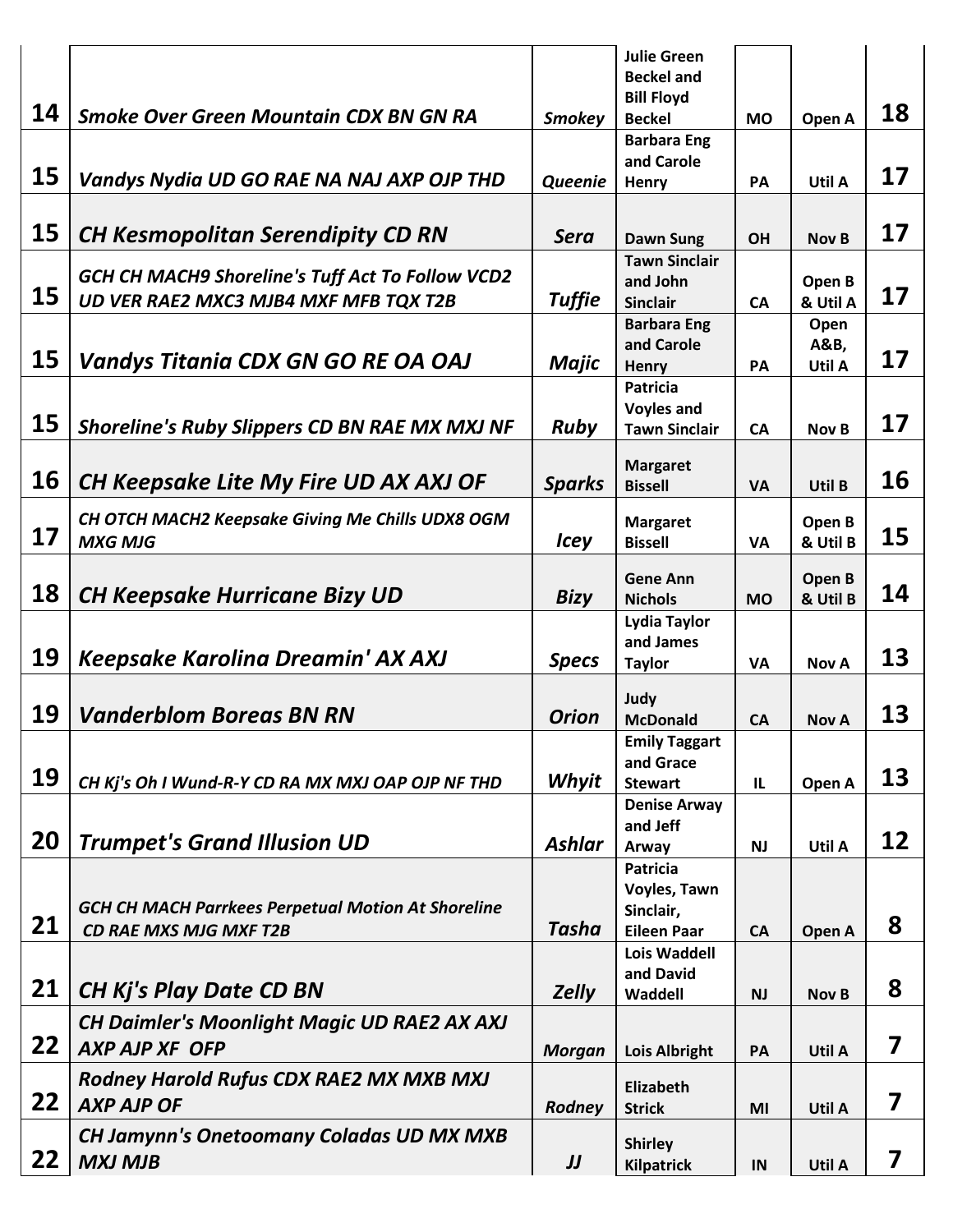| | | | | | | |
|---|---|---|---|---|---|---|
| 14 | *Smoke Over Green Mountain CDX BN GN RA* | *Smokey* | Julie Green Beckel and Bill Floyd Beckel | MO | Open A | 18 |
| 15 | *Vandys Nydia UD GO RAE NA NAJ AXP OJP THD* | *Queenie* | Barbara Eng and Carole Henry | PA | Util A | 17 |
| 15 | *CH Kesmopolitan Serendipity CD RN* | *Sera* | Dawn Sung | OH | Nov B | 17 |
| 15 | *GCH CH MACH9 Shoreline's Tuff Act To Follow VCD2 UD VER RAE2 MXC3 MJB4 MXF MFB TQX T2B* | *Tuffie* | Tawn Sinclair and John Sinclair | CA | Open B & Util A | 17 |
| 15 | *Vandys Titania CDX GN GO RE OA OAJ* | *Majic* | Barbara Eng and Carole Henry | PA | Open A&B, Util A | 17 |
| 15 | *Shoreline's Ruby Slippers CD BN RAE MX MXJ NF* | *Ruby* | Patricia Voyles and Tawn Sinclair | CA | Nov B | 17 |
| 16 | *CH Keepsake Lite My Fire UD AX AXJ OF* | *Sparks* | Margaret Bissell | VA | Util B | 16 |
| 17 | *CH OTCH MACH2 Keepsake Giving Me Chills UDX8 OGM MXG MJG* | *Icey* | Margaret Bissell | VA | Open B & Util B | 15 |
| 18 | *CH Keepsake Hurricane Bizy UD* | *Bizy* | Gene Ann Nichols | MO | Open B & Util B | 14 |
| 19 | *Keepsake Karolina Dreamin' AX AXJ* | *Specs* | Lydia Taylor and James Taylor | VA | Nov A | 13 |
| 19 | *Vanderblom Boreas BN RN* | *Orion* | Judy McDonald | CA | Nov A | 13 |
| 19 | *CH Kj's Oh I Wund-R-Y CD RA MX MXJ OAP OJP NF THD* | *Whyit* | Emily Taggart and Grace Stewart | IL | Open A | 13 |
| 20 | *Trumpet's Grand Illusion UD* | *Ashlar* | Denise Arway and Jeff Arway | NJ | Util A | 12 |
| 21 | *GCH CH MACH Parrkees Perpetual Motion At Shoreline CD RAE MXS MJG MXF T2B* | *Tasha* | Patricia Voyles, Tawn Sinclair, Eileen Paar | CA | Open A | 8 |
| 21 | *CH Kj's Play Date CD BN* | *Zelly* | Lois Waddell and David Waddell | NJ | Nov B | 8 |
| 22 | *CH Daimler's Moonlight Magic UD RAE2 AX AXJ AXP AJP XF OFP* | *Morgan* | Lois Albright | PA | Util A | 7 |
| 22 | *Rodney Harold Rufus CDX RAE2 MX MXB MXJ AXP AJP OF* | *Rodney* | Elizabeth Strick | MI | Util A | 7 |
| 22 | *CH Jamynn's Onetoomany Coladas UD MX MXB MXJ MJB* | *JJ* | Shirley Kilpatrick | IN | Util A | 7 |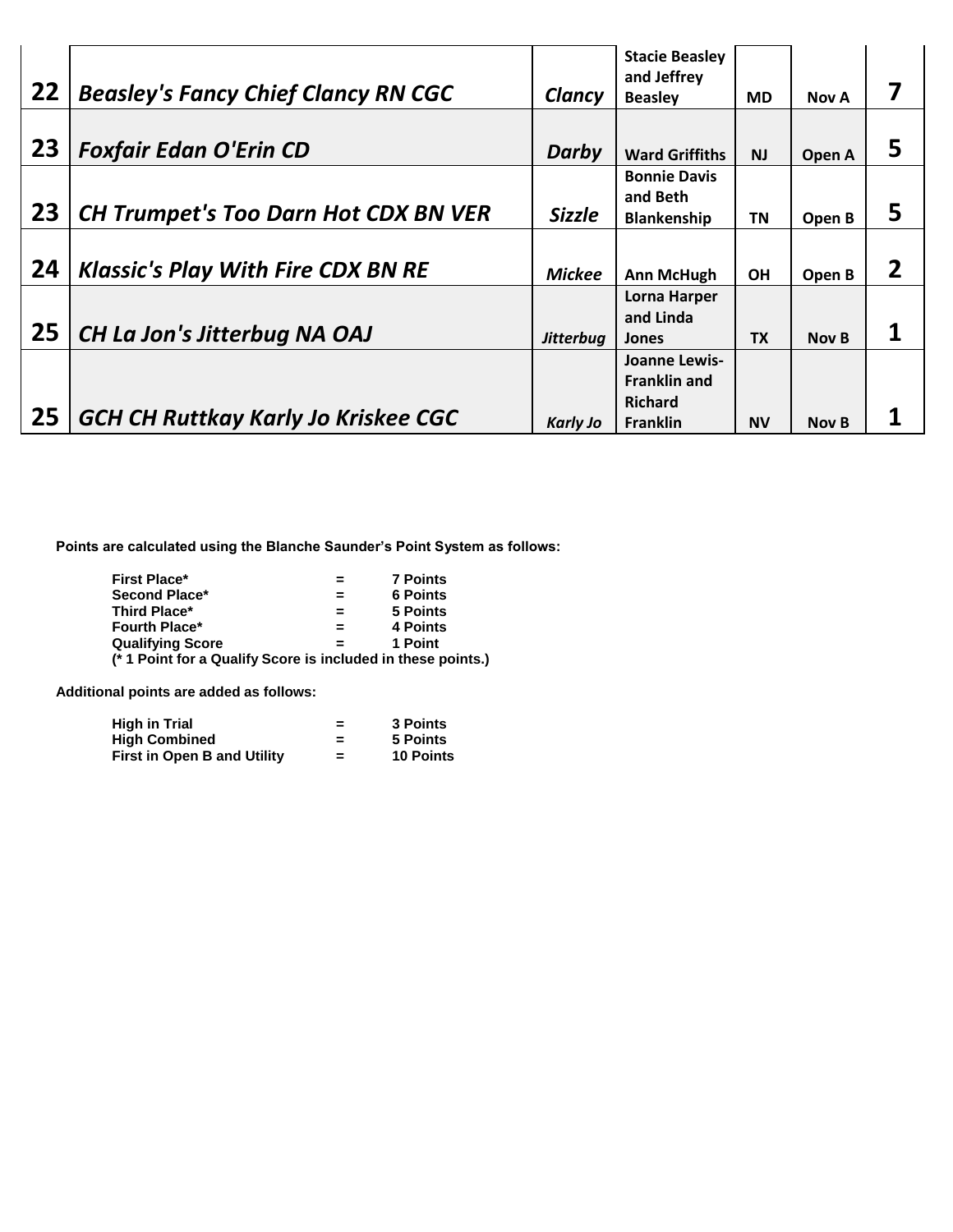| | | | | | | |
|---|---|---|---|---|---|---|
| 22 | *Beasley's Fancy Chief Clancy RN CGC* | *Clancy* | **Stacie Beasley and Jeffrey Beasley** | **MD** | **Nov A** | **7** |
| 23 | *Foxfair Edan O'Erin CD* | *Darby* | **Ward Griffiths** | **NJ** | **Open A** | **5** |
| 23 | *CH Trumpet's Too Darn Hot CDX BN VER* | *Sizzle* | **Bonnie Davis and Beth Blankenship** | **TN** | **Open B** | **5** |
| 24 | *Klassic's Play With Fire CDX BN RE* | *Mickee* | **Ann McHugh** | **OH** | **Open B** | **2** |
| 25 | *CH La Jon's Jitterbug NA OAJ* | *Jitterbug* | **Lorna Harper and Linda Jones** | **TX** | **Nov B** | **1** |
| 25 | *GCH CH Ruttkay Karly Jo Kriskee CGC* | *Karly Jo* | **Joanne Lewis-Franklin and Richard Franklin** | **NV** | **Nov B** | **1** |

**Points are calculated using the Blanche Saunder's Point System as follows:**

| | | |
|---|---|---|
| **First Place*** | **=** | **7 Points** |
| **Second Place*** | **=** | **6 Points** |
| **Third Place*** | **=** | **5 Points** |
| **Fourth Place*** | **=** | **4 Points** |
| **Qualifying Score** | **=** | **1 Point** |

**(* 1 Point for a Qualify Score is included in these points.)**

**Additional points are added as follows:**

| | | |
|---|---|---|
| **High in Trial** | **=** | **3 Points** |
| **High Combined** | **=** | **5 Points** |
| **First in Open B and Utility** | **=** | **10 Points** |